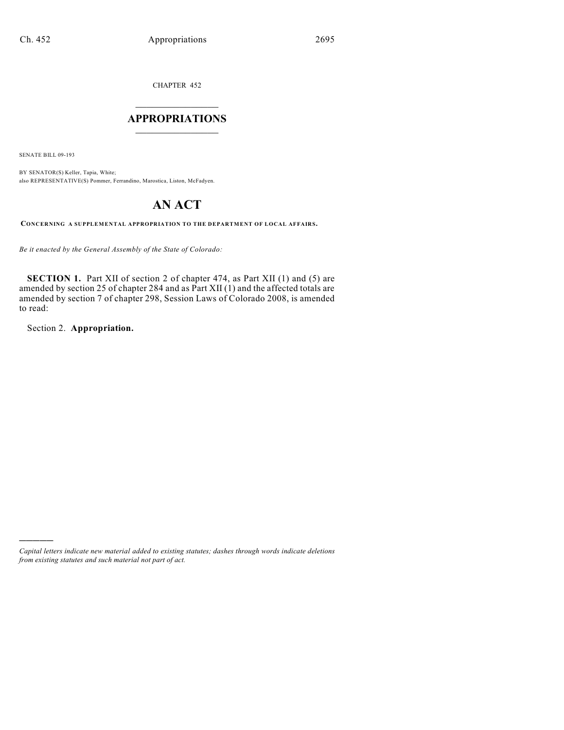CHAPTER 452

# APPROPRIATIONS

SENATE BILL 09-193

BY SENATOR(S) Keller, Tapia, White;
also REPRESENTATIVE(S) Pommer, Ferrandino, Marostica, Liston, McFadyen.

# AN ACT

**CONCERNING A SUPPLEMENTAL APPROPRIATION TO THE DEPARTMENT OF LOCAL AFFAIRS.**

*Be it enacted by the General Assembly of the State of Colorado:*

**SECTION 1.** Part XII of section 2 of chapter 474, as Part XII (1) and (5) are amended by section 25 of chapter 284 and as Part XII (1) and the affected totals are amended by section 7 of chapter 298, Session Laws of Colorado 2008, is amended to read:

Section 2. **Appropriation.**

---

*Capital letters indicate new material added to existing statutes; dashes through words indicate deletions from existing statutes and such material not part of act.*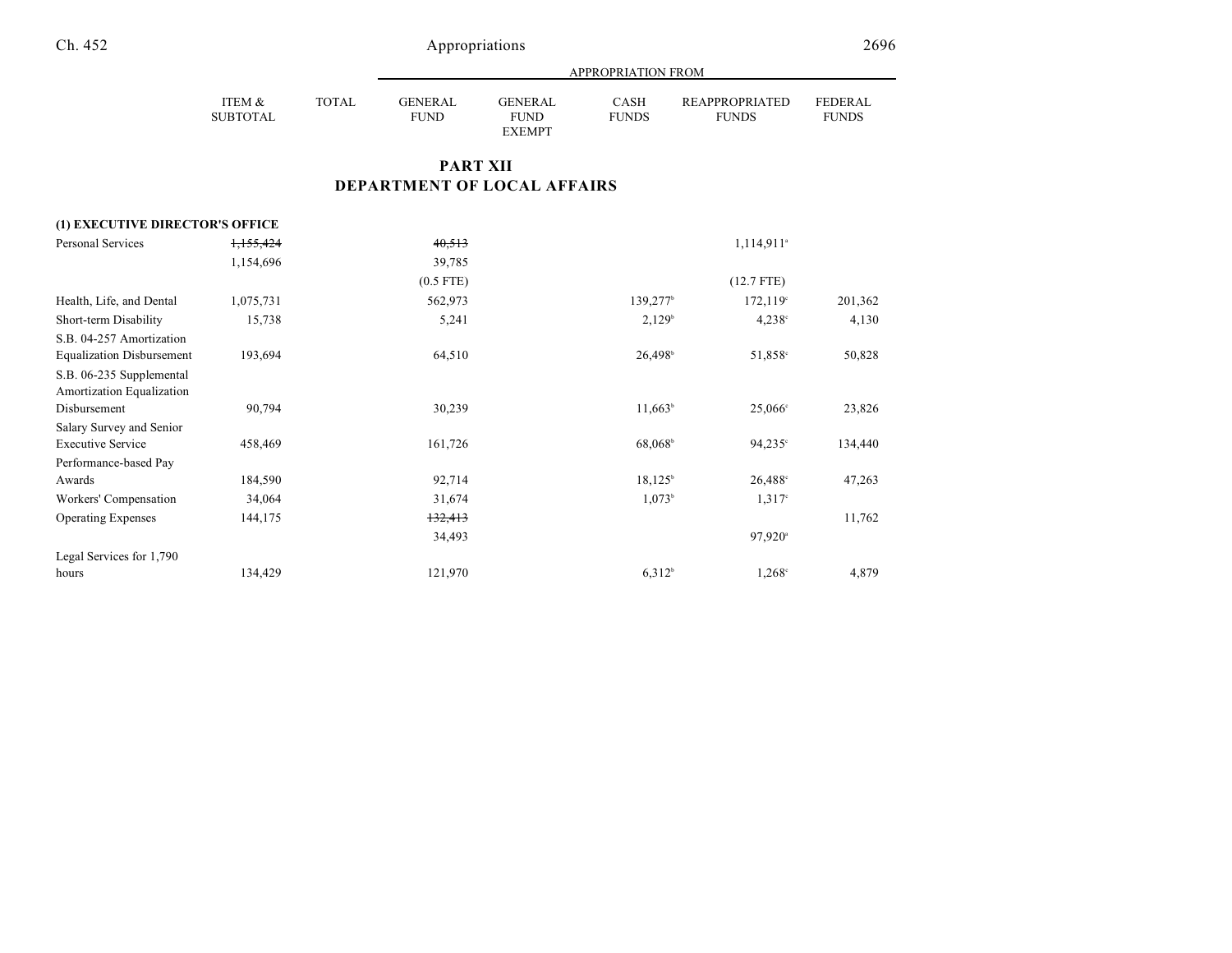## PART XII
## DEPARTMENT OF LOCAL AFFAIRS

|  | ITEM & SUBTOTAL | TOTAL | GENERAL FUND | GENERAL FUND EXEMPT | CASH FUNDS | REAPPROPRIATED FUNDS | FEDERAL FUNDS |
|---|---|---|---|---|---|---|---|
|  |  |  | APPROPRIATION FROM |  |  |  |  |
| **(1) EXECUTIVE DIRECTOR'S OFFICE** |  |  |  |  |  |  |  |
| Personal Services | ~~1,155,424~~ |  | ~~40,513~~ |  |  | 1,114,911[a] |  |
|  | 1,154,696 |  | 39,785 |  |  |  |  |
|  |  |  | (0.5 FTE) |  |  | (12.7 FTE) |  |
| Health, Life, and Dental | 1,075,731 |  | 562,973 |  | 139,277[b] | 172,119[c] | 201,362 |
| Short-term Disability | 15,738 |  | 5,241 |  | 2,129[b] | 4,238[c] | 4,130 |
| S.B. 04-257 Amortization Equalization Disbursement | 193,694 |  | 64,510 |  | 26,498[b] | 51,858[c] | 50,828 |
| S.B. 06-235 Supplemental Amortization Equalization Disbursement | 90,794 |  | 30,239 |  | 11,663[b] | 25,066[c] | 23,826 |
| Salary Survey and Senior Executive Service | 458,469 |  | 161,726 |  | 68,068[b] | 94,235[c] | 134,440 |
| Performance-based Pay Awards | 184,590 |  | 92,714 |  | 18,125[b] | 26,488[c] | 47,263 |
| Workers' Compensation | 34,064 |  | 31,674 |  | 1,073[b] | 1,317[c] |  |
| Operating Expenses | 144,175 |  | ~~132,413~~ |  |  |  | 11,762 |
|  |  |  | 34,493 |  |  | 97,920[a] |  |
| Legal Services for 1,790 hours | 134,429 |  | 121,970 |  | 6,312[b] | 1,268[c] | 4,879 |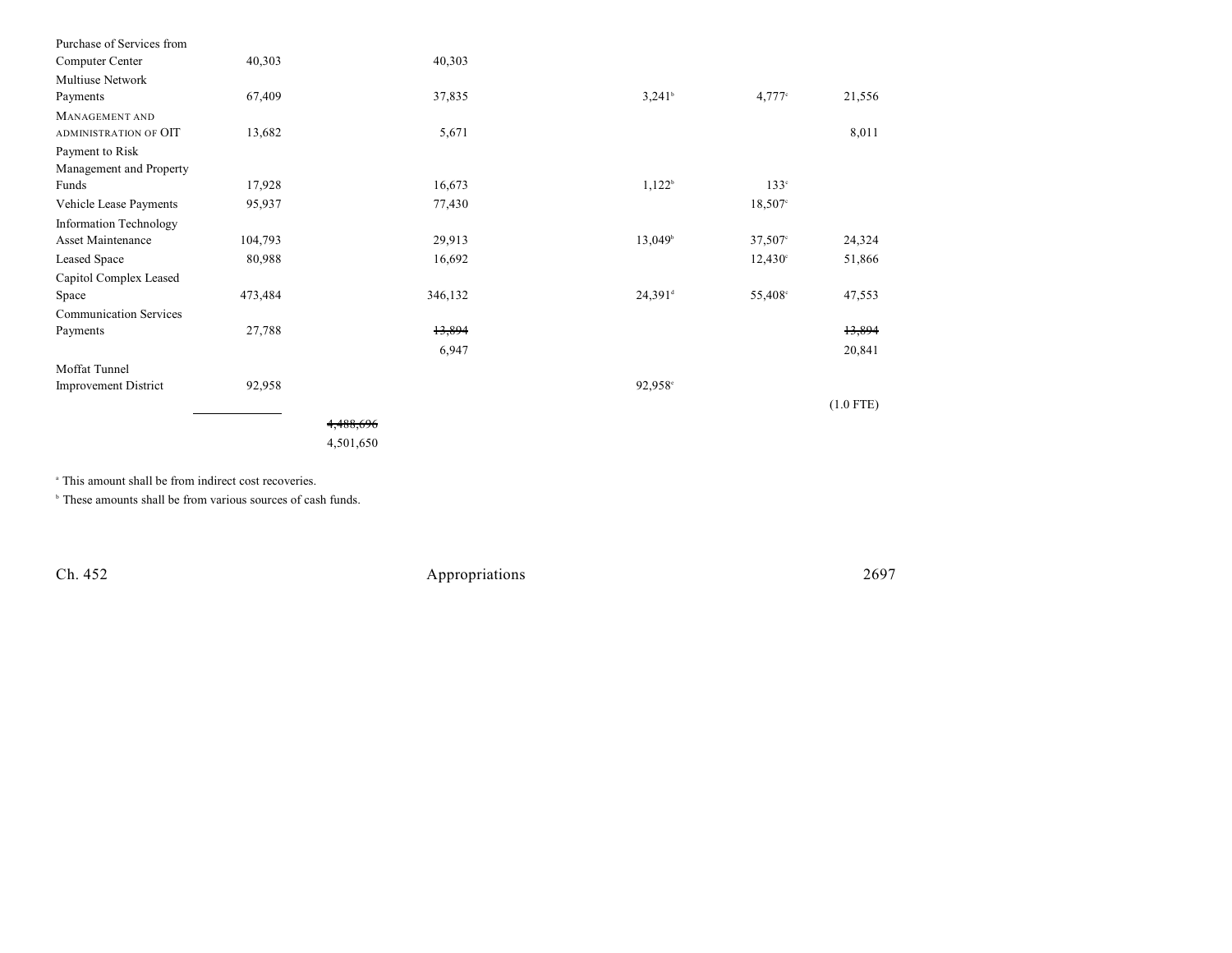| | | | | | | |
|---|---|---|---|---|---|---|
| Purchase of Services from Computer Center | 40,303 | | 40,303 | | | |
| Multiuse Network Payments | 67,409 | | 37,835 | 3,241[b] | 4,777[c] | 21,556 |
| MANAGEMENT AND ADMINISTRATION OF OIT | 13,682 | | 5,671 | | | 8,011 |
| Payment to Risk Management and Property Funds | 17,928 | | 16,673 | 1,122[b] | 133[c] | |
| Vehicle Lease Payments | 95,937 | | 77,430 | | 18,507[c] | |
| Information Technology Asset Maintenance | 104,793 | | 29,913 | 13,049[b] | 37,507[c] | 24,324 |
| Leased Space | 80,988 | | 16,692 | | 12,430[c] | 51,866 |
| Capitol Complex Leased Space | 473,484 | | 346,132 | 24,391[d] | 55,408[c] | 47,553 |
| Communication Services Payments | 27,788 | | ~~13,894~~ 6,947 | | | ~~13,894~~ 20,841 |
| Moffat Tunnel Improvement District | 92,958 | | | 92,958[e] | | |
| | | | | | | (1.0 FTE) |
| | | ~~4,488,696~~ 4,501,650 | | | | |

[a] This amount shall be from indirect cost recoveries.

[b] These amounts shall be from various sources of cash funds.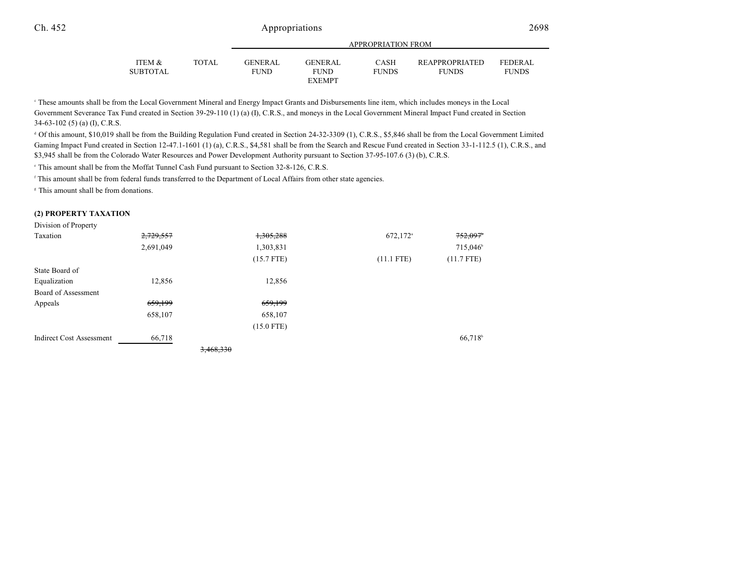| | ITEM & SUBTOTAL | TOTAL | APPROPRIATION FROM GENERAL FUND | GENERAL FUND EXEMPT | CASH FUNDS | REAPPROPRIATED FUNDS | FEDERAL FUNDS |
|---|---|---|---|---|---|---|---|

[c] These amounts shall be from the Local Government Mineral and Energy Impact Grants and Disbursements line item, which includes moneys in the Local Government Severance Tax Fund created in Section 39-29-110 (1) (a) (I), C.R.S., and moneys in the Local Government Mineral Impact Fund created in Section 34-63-102 (5) (a) (I), C.R.S.

[d] Of this amount, $10,019 shall be from the Building Regulation Fund created in Section 24-32-3309 (1), C.R.S., $5,846 shall be from the Local Government Limited Gaming Impact Fund created in Section 12-47.1-1601 (1) (a), C.R.S., $4,581 shall be from the Search and Rescue Fund created in Section 33-1-112.5 (1), C.R.S., and $3,945 shall be from the Colorado Water Resources and Power Development Authority pursuant to Section 37-95-107.6 (3) (b), C.R.S.

[e] This amount shall be from the Moffat Tunnel Cash Fund pursuant to Section 32-8-126, C.R.S.

[f] This amount shall be from federal funds transferred to the Department of Local Affairs from other state agencies.

[g] This amount shall be from donations.

**(2) PROPERTY TAXATION**

| | ITEM & SUBTOTAL | TOTAL | GENERAL FUND | GENERAL FUND EXEMPT | CASH FUNDS | REAPPROPRIATED FUNDS | FEDERAL FUNDS |
|---|---|---|---|---|---|---|---|
| Division of Property Taxation | ~~2,729,557~~ | | ~~1,305,288~~ | | 672,172[a] | ~~752,097~~[b] | |
| | 2,691,049 | | 1,303,831 | | | 715,046[b] | |
| | | | (15.7 FTE) | | (11.1 FTE) | (11.7 FTE) | |
| State Board of Equalization | 12,856 | | 12,856 | | | | |
| Board of Assessment Appeals | ~~659,199~~ | | ~~659,199~~ | | | | |
| | 658,107 | | 658,107 | | | | |
| | | | (15.0 FTE) | | | | |
| Indirect Cost Assessment | 66,718 | | | | | 66,718[b] | |
| | | ~~3,468,330~~ | | | | | |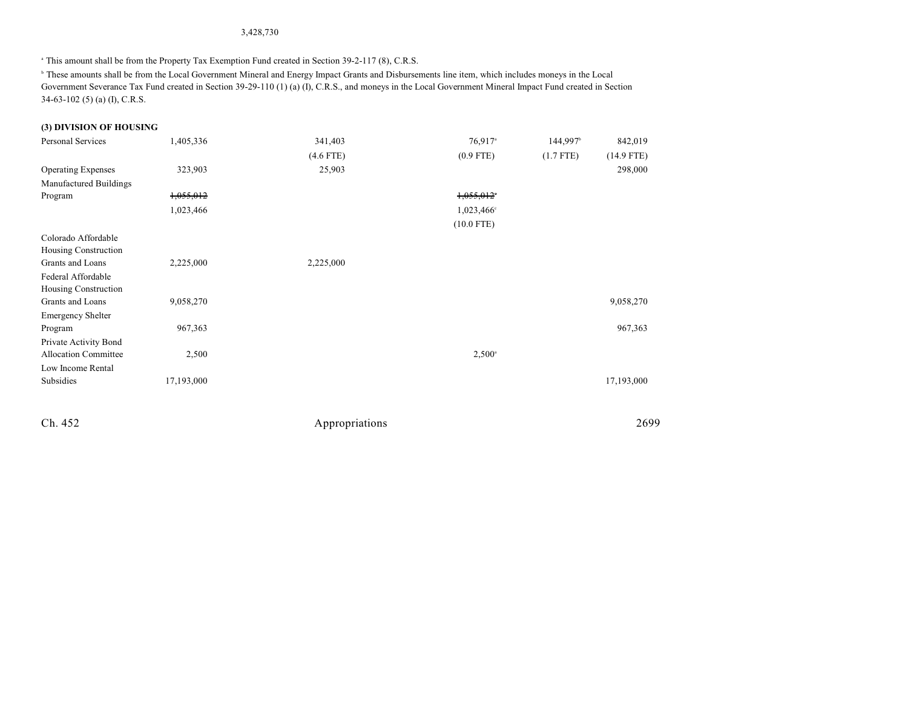3,428,730

[a] This amount shall be from the Property Tax Exemption Fund created in Section 39-2-117 (8), C.R.S.

[b] These amounts shall be from the Local Government Mineral and Energy Impact Grants and Disbursements line item, which includes moneys in the Local Government Severance Tax Fund created in Section 39-29-110 (1) (a) (I), C.R.S., and moneys in the Local Government Mineral Impact Fund created in Section 34-63-102 (5) (a) (I), C.R.S.

**(3) DIVISION OF HOUSING**

| | | | | | |
|---|---|---|---|---|---|
| Personal Services | 1,405,336 | 341,403 | 76,917[a] | 144,997[b] | 842,019 |
| | | (4.6 FTE) | (0.9 FTE) | (1.7 FTE) | (14.9 FTE) |
| Operating Expenses | 323,903 | 25,903 | | | 298,000 |
| Manufactured Buildings Program | ~~1,055,012~~ | | ~~1,055,012~~[c] | | |
| | 1,023,466 | | 1,023,466[c] | | |
| | | | (10.0 FTE) | | |
| Colorado Affordable Housing Construction Grants and Loans | 2,225,000 | 2,225,000 | | | |
| Federal Affordable Housing Construction Grants and Loans | 9,058,270 | | | | 9,058,270 |
| Emergency Shelter Program | 967,363 | | | | 967,363 |
| Private Activity Bond Allocation Committee | 2,500 | | 2,500[a] | | |
| Low Income Rental Subsidies | 17,193,000 | | | | 17,193,000 |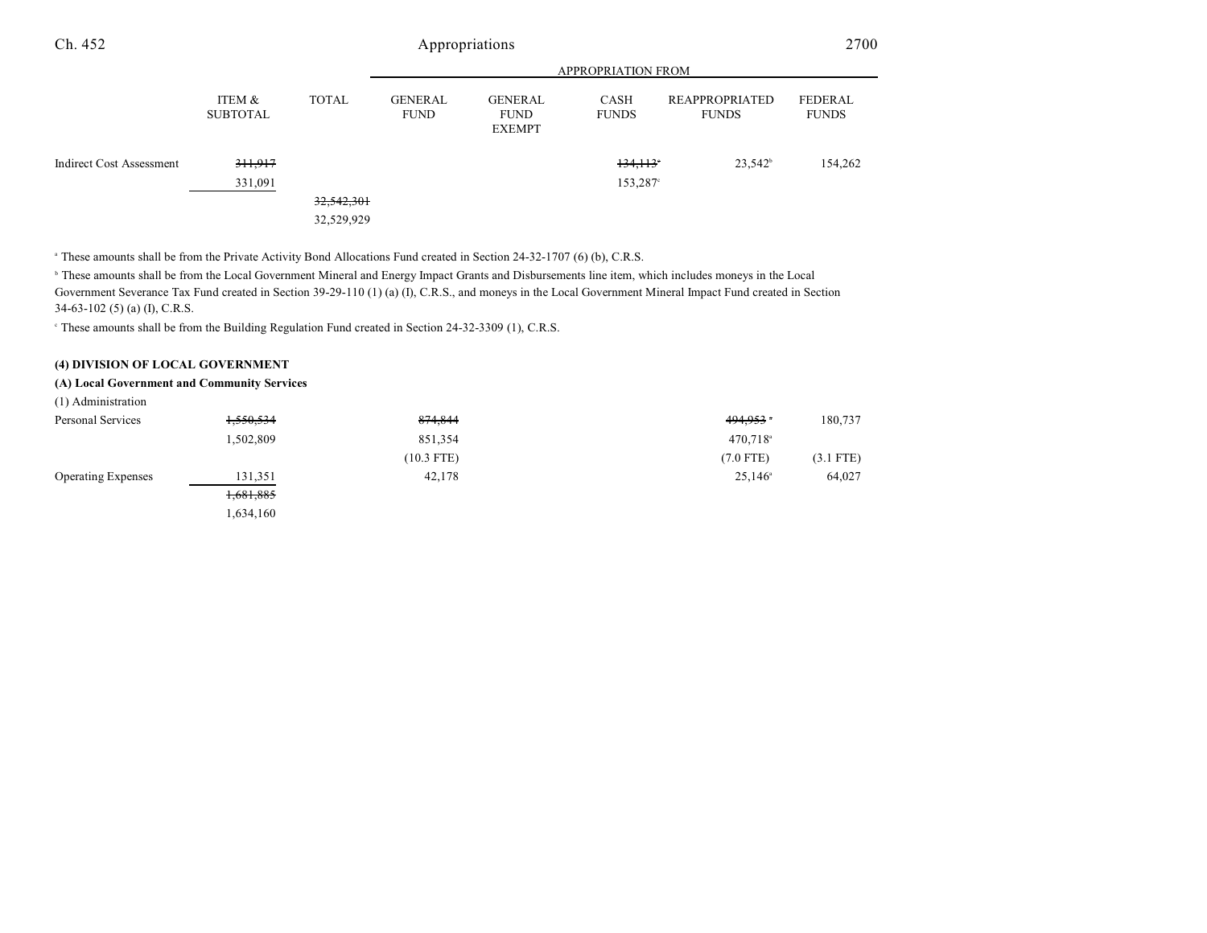| | ITEM & SUBTOTAL | TOTAL | APPROPRIATION FROM GENERAL FUND | GENERAL FUND EXEMPT | CASH FUNDS | REAPPROPRIATED FUNDS | FEDERAL FUNDS |
|---|---|---|---|---|---|---|---|
| Indirect Cost Assessment | ~~311,917~~ | | | | ~~134,113~~[a] | 23,542[b] | 154,262 |
| | 331,091 | | | | 153,287[c] | | |
| | | ~~32,542,301~~ | | | | | |
| | | 32,529,929 | | | | | |

[a] These amounts shall be from the Private Activity Bond Allocations Fund created in Section 24-32-1707 (6) (b), C.R.S.

[b] These amounts shall be from the Local Government Mineral and Energy Impact Grants and Disbursements line item, which includes moneys in the Local Government Severance Tax Fund created in Section 39-29-110 (1) (a) (I), C.R.S., and moneys in the Local Government Mineral Impact Fund created in Section 34-63-102 (5) (a) (I), C.R.S.

[c] These amounts shall be from the Building Regulation Fund created in Section 24-32-3309 (1), C.R.S.

**(4) DIVISION OF LOCAL GOVERNMENT**

**(A) Local Government and Community Services**

(1) Administration

| | ITEM & SUBTOTAL | TOTAL | GENERAL FUND | GENERAL FUND EXEMPT | CASH FUNDS | REAPPROPRIATED FUNDS | FEDERAL FUNDS |
|---|---|---|---|---|---|---|---|
| Personal Services | ~~1,550,534~~ | | ~~874,844~~ | | | ~~494,953~~[a] | 180,737 |
| | 1,502,809 | | 851,354 | | | 470,718[a] | |
| | | | (10.3 FTE) | | | (7.0 FTE) | (3.1 FTE) |
| Operating Expenses | 131,351 | | 42,178 | | | 25,146[a] | 64,027 |
| | ~~1,681,885~~ | | | | | | |
| | 1,634,160 | | | | | | |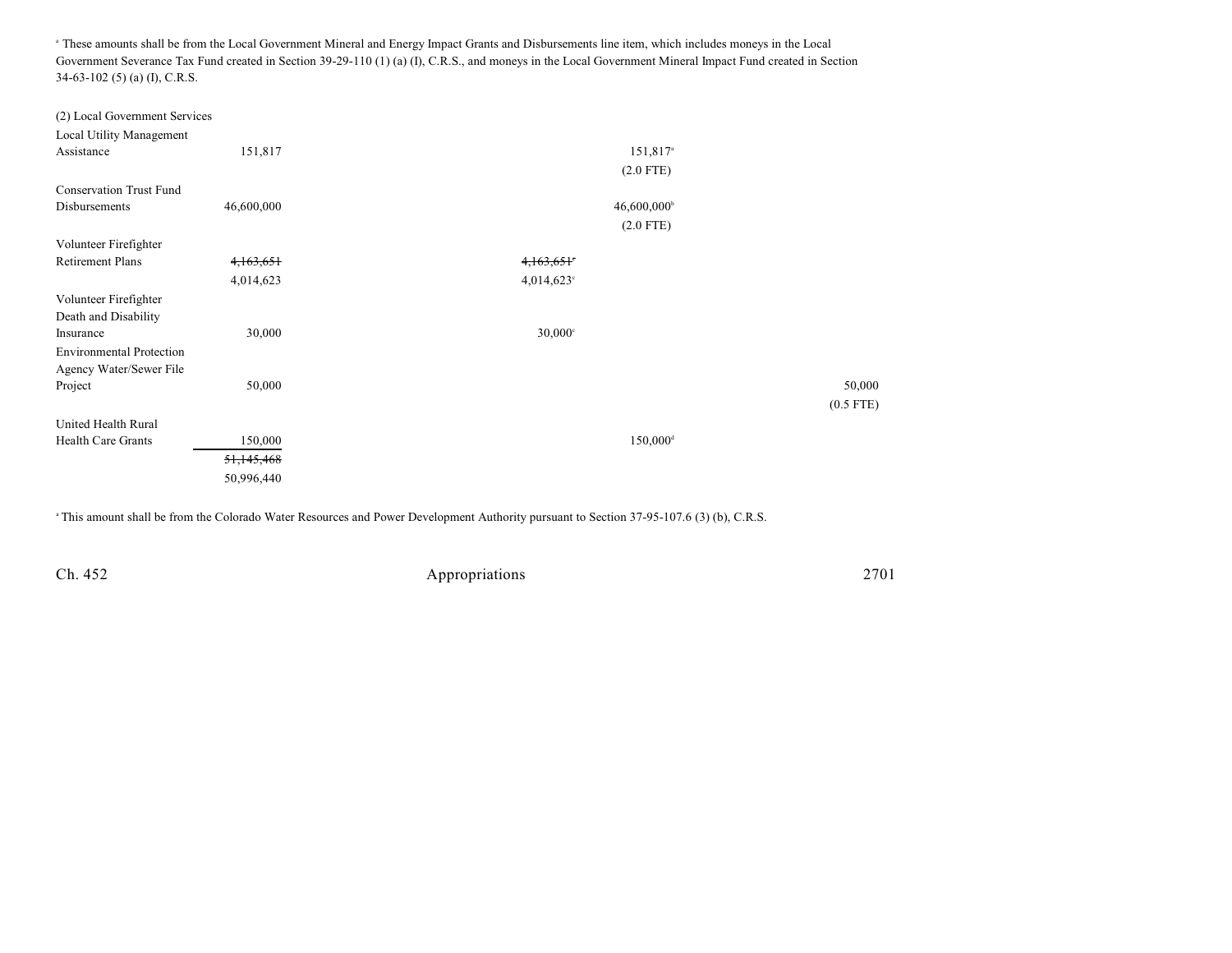[a] These amounts shall be from the Local Government Mineral and Energy Impact Grants and Disbursements line item, which includes moneys in the Local Government Severance Tax Fund created in Section 39-29-110 (1) (a) (I), C.R.S., and moneys in the Local Government Mineral Impact Fund created in Section 34-63-102 (5) (a) (I), C.R.S.

| | | | | | |
|---|---|---|---|---|---|
| (2) Local Government Services | | | | | |
| Local Utility Management Assistance | 151,817 | | | 151,817[a] (2.0 FTE) | |
| Conservation Trust Fund Disbursements | 46,600,000 | | | 46,600,000[b] (2.0 FTE) | |
| Volunteer Firefighter Retirement Plans | ~~4,163,651~~ 4,014,623 | | ~~4,163,651~~[c] 4,014,623[c] | | |
| Volunteer Firefighter Death and Disability Insurance | 30,000 | | 30,000[c] | | |
| Environmental Protection Agency Water/Sewer File Project | 50,000 | | | | 50,000 (0.5 FTE) |
| United Health Rural Health Care Grants | 150,000 | | | 150,000[d] | |
| | ~~51,145,468~~ 50,996,440 | | | | |

[a] This amount shall be from the Colorado Water Resources and Power Development Authority pursuant to Section 37-95-107.6 (3) (b), C.R.S.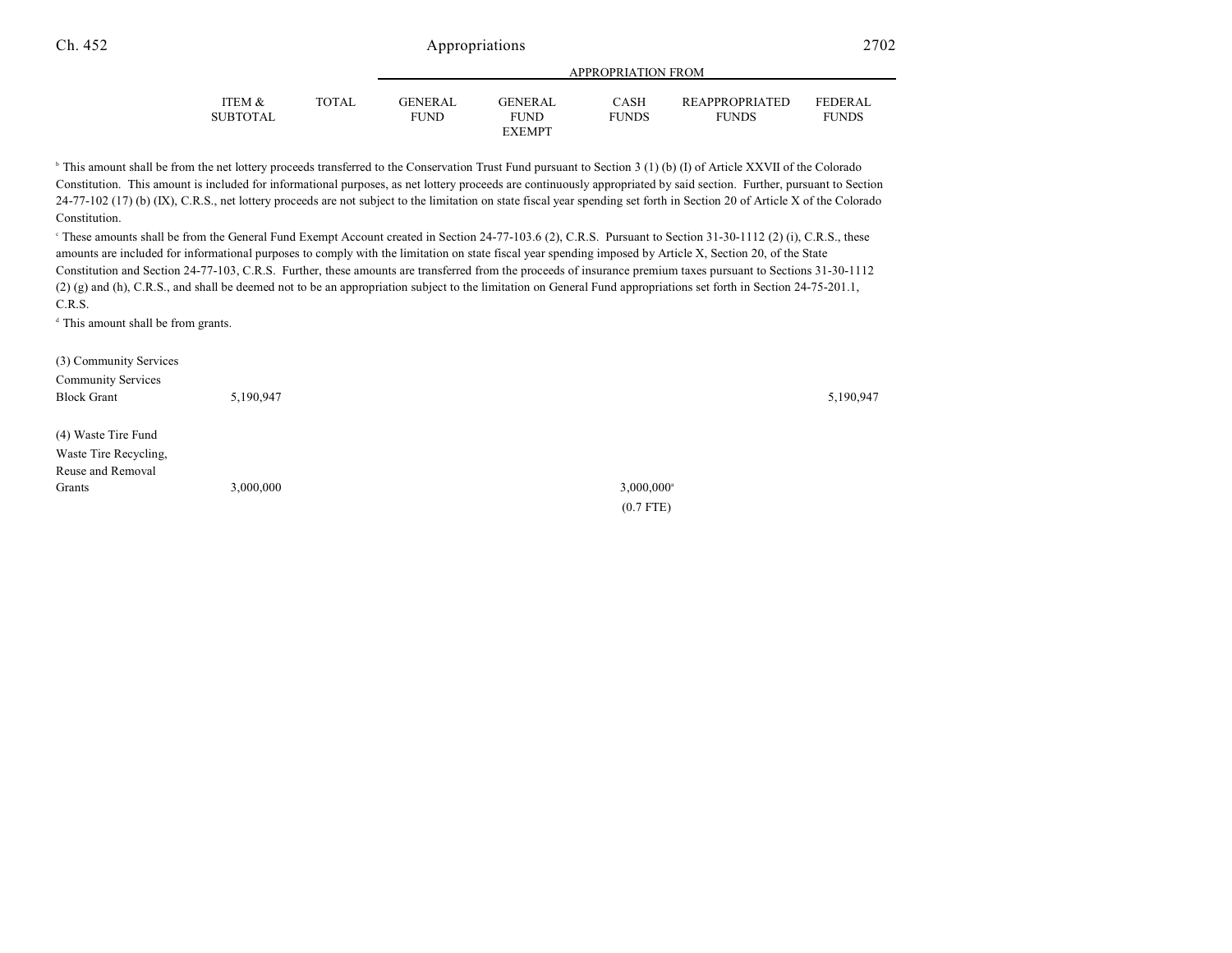| | ITEM & SUBTOTAL | TOTAL | GENERAL FUND | GENERAL FUND EXEMPT | CASH FUNDS | REAPPROPRIATED FUNDS | FEDERAL FUNDS |
|---|---|---|---|---|---|---|---|
| | | | APPROPRIATION FROM | | | | |

[b] This amount shall be from the net lottery proceeds transferred to the Conservation Trust Fund pursuant to Section 3 (1) (b) (I) of Article XXVII of the Colorado Constitution. This amount is included for informational purposes, as net lottery proceeds are continuously appropriated by said section. Further, pursuant to Section 24-77-102 (17) (b) (IX), C.R.S., net lottery proceeds are not subject to the limitation on state fiscal year spending set forth in Section 20 of Article X of the Colorado Constitution.

[c] These amounts shall be from the General Fund Exempt Account created in Section 24-77-103.6 (2), C.R.S. Pursuant to Section 31-30-1112 (2) (i), C.R.S., these amounts are included for informational purposes to comply with the limitation on state fiscal year spending imposed by Article X, Section 20, of the State Constitution and Section 24-77-103, C.R.S. Further, these amounts are transferred from the proceeds of insurance premium taxes pursuant to Sections 31-30-1112 (2) (g) and (h), C.R.S., and shall be deemed not to be an appropriation subject to the limitation on General Fund appropriations set forth in Section 24-75-201.1, C.R.S.

[d] This amount shall be from grants.

| | ITEM & SUBTOTAL | TOTAL | GENERAL FUND | GENERAL FUND EXEMPT | CASH FUNDS | REAPPROPRIATED FUNDS | FEDERAL FUNDS |
|---|---|---|---|---|---|---|---|
| (3) Community Services | | | | | | | |
| Community Services Block Grant | 5,190,947 | | | | | | 5,190,947 |
| (4) Waste Tire Fund | | | | | | | |
| Waste Tire Recycling, Reuse and Removal Grants | 3,000,000 | | | | 3,000,000[a] | | |
| | | | | | (0.7 FTE) | | |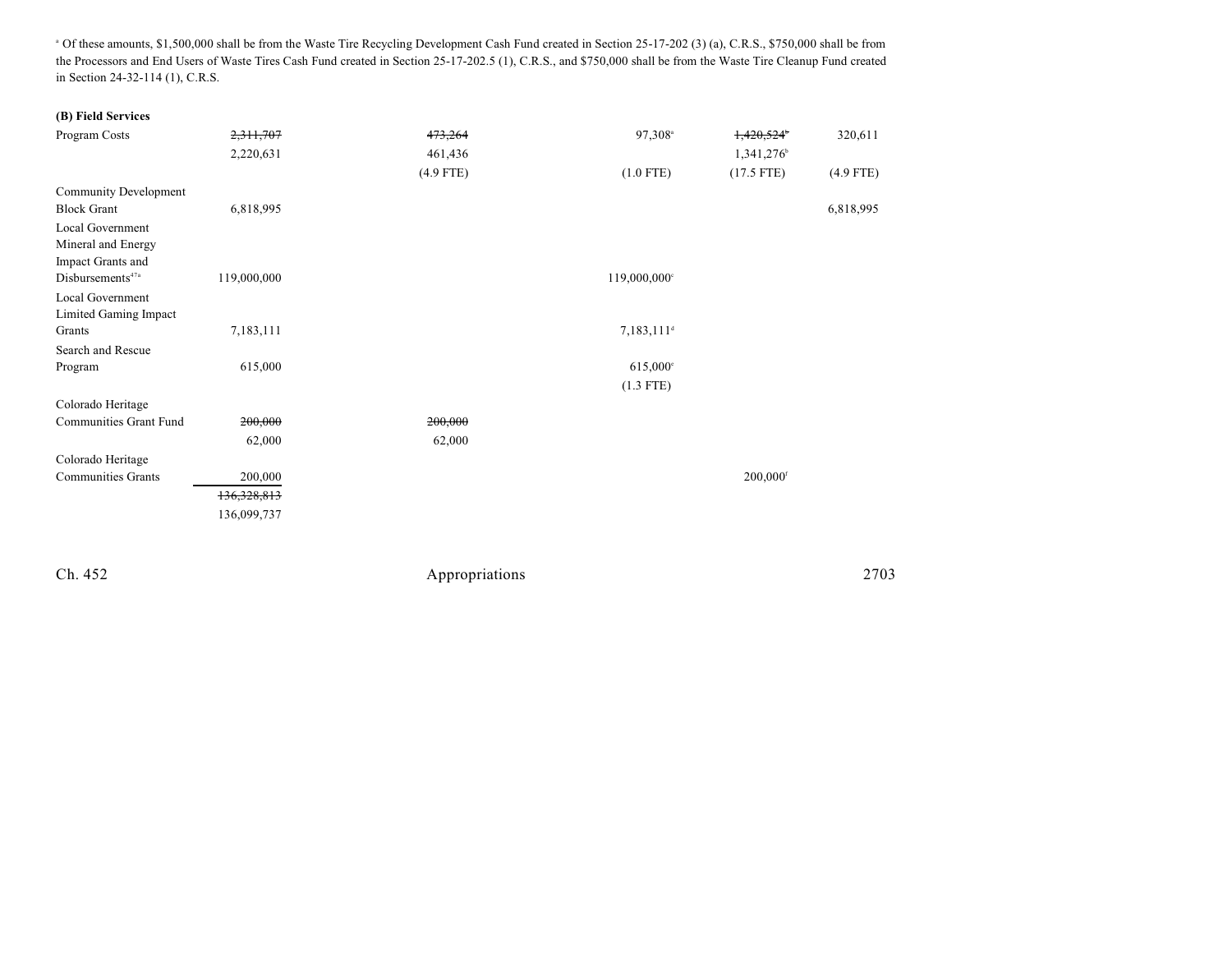[a] Of these amounts, $1,500,000 shall be from the Waste Tire Recycling Development Cash Fund created in Section 25-17-202 (3) (a), C.R.S., $750,000 shall be from the Processors and End Users of Waste Tires Cash Fund created in Section 25-17-202.5 (1), C.R.S., and $750,000 shall be from the Waste Tire Cleanup Fund created in Section 24-32-114 (1), C.R.S.

**(B) Field Services**

| | | | | | |
|---|---|---|---|---|---|
| Program Costs | ~~2,311,707~~ 2,220,631 | ~~473,264~~ 461,436 (4.9 FTE) | 97,308[a] (1.0 FTE) | ~~1,420,524[b]~~ 1,341,276[b] (17.5 FTE) | 320,611 (4.9 FTE) |
| Community Development Block Grant | 6,818,995 | | | | 6,818,995 |
| Local Government Mineral and Energy Impact Grants and Disbursements[47a] | 119,000,000 | | 119,000,000[c] | | |
| Local Government Limited Gaming Impact Grants | 7,183,111 | | 7,183,111[d] | | |
| Search and Rescue Program | 615,000 | | 615,000[e] (1.3 FTE) | | |
| Colorado Heritage Communities Grant Fund | ~~200,000~~ 62,000 | ~~200,000~~ 62,000 | | | |
| Colorado Heritage Communities Grants | 200,000 | | | 200,000[f] | |
| | ~~136,328,813~~ 136,099,737 | | | | |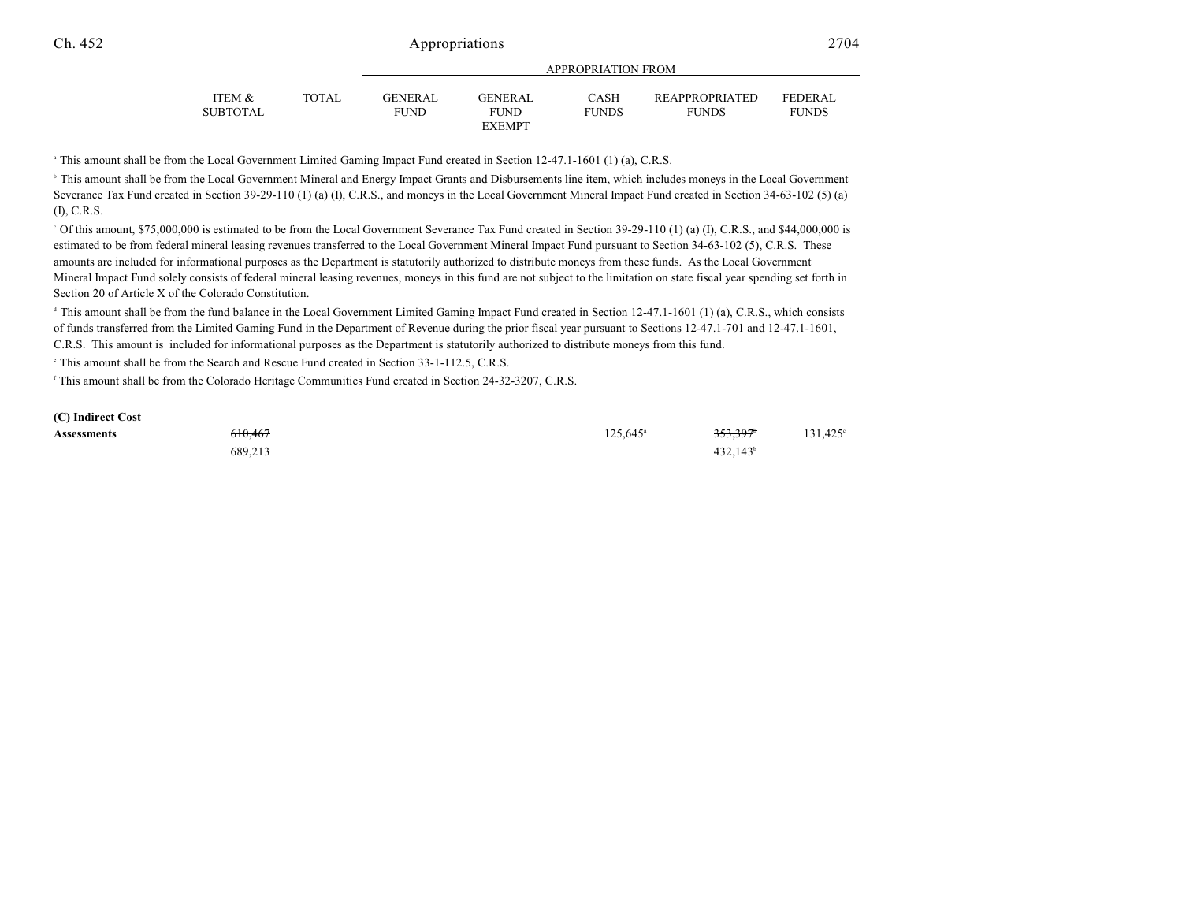| | ITEM & SUBTOTAL | TOTAL | GENERAL FUND | GENERAL FUND EXEMPT | CASH FUNDS | REAPPROPRIATED FUNDS | FEDERAL FUNDS |
|---|---|---|---|---|---|---|---|
| | | | APPROPRIATION FROM | | | | |

[a] This amount shall be from the Local Government Limited Gaming Impact Fund created in Section 12-47.1-1601 (1) (a), C.R.S.

[b] This amount shall be from the Local Government Mineral and Energy Impact Grants and Disbursements line item, which includes moneys in the Local Government Severance Tax Fund created in Section 39-29-110 (1) (a) (I), C.R.S., and moneys in the Local Government Mineral Impact Fund created in Section 34-63-102 (5) (a) (I), C.R.S.

[c] Of this amount, $75,000,000 is estimated to be from the Local Government Severance Tax Fund created in Section 39-29-110 (1) (a) (I), C.R.S., and $44,000,000 is estimated to be from federal mineral leasing revenues transferred to the Local Government Mineral Impact Fund pursuant to Section 34-63-102 (5), C.R.S. These amounts are included for informational purposes as the Department is statutorily authorized to distribute moneys from these funds. As the Local Government Mineral Impact Fund solely consists of federal mineral leasing revenues, moneys in this fund are not subject to the limitation on state fiscal year spending set forth in Section 20 of Article X of the Colorado Constitution.

[d] This amount shall be from the fund balance in the Local Government Limited Gaming Impact Fund created in Section 12-47.1-1601 (1) (a), C.R.S., which consists of funds transferred from the Limited Gaming Fund in the Department of Revenue during the prior fiscal year pursuant to Sections 12-47.1-701 and 12-47.1-1601, C.R.S. This amount is included for informational purposes as the Department is statutorily authorized to distribute moneys from this fund.

[e] This amount shall be from the Search and Rescue Fund created in Section 33-1-112.5, C.R.S.

[f] This amount shall be from the Colorado Heritage Communities Fund created in Section 24-32-3207, C.R.S.

**(C) Indirect Cost**

| | ITEM & SUBTOTAL | TOTAL | GENERAL FUND | GENERAL FUND EXEMPT | CASH FUNDS | REAPPROPRIATED FUNDS | FEDERAL FUNDS |
|---|---|---|---|---|---|---|---|
| **Assessments** | ~~610,467~~ | | | | 125,645[a] | ~~353,397~~[b] | 131,425[c] |
| | 689,213 | | | | | 432,143[b] | |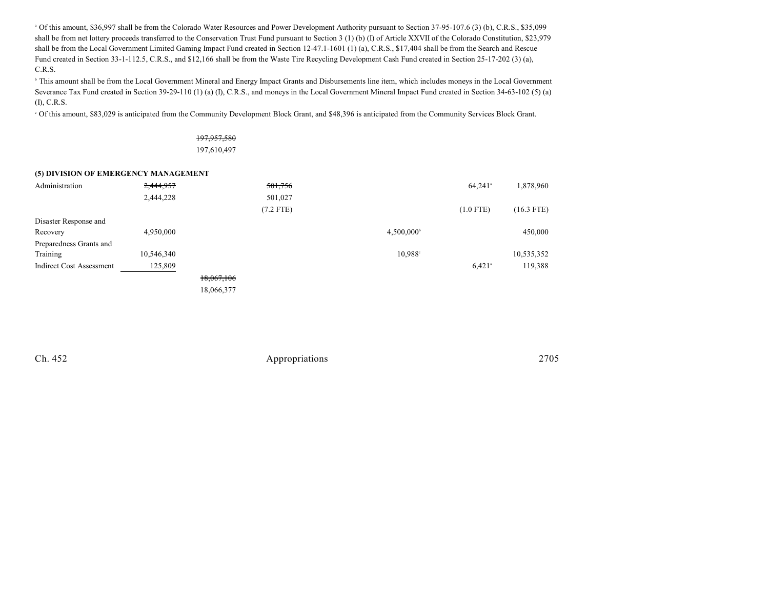[a] Of this amount, $36,997 shall be from the Colorado Water Resources and Power Development Authority pursuant to Section 37-95-107.6 (3) (b), C.R.S., $35,099 shall be from net lottery proceeds transferred to the Conservation Trust Fund pursuant to Section 3 (1) (b) (I) of Article XXVII of the Colorado Constitution, $23,979 shall be from the Local Government Limited Gaming Impact Fund created in Section 12-47.1-1601 (1) (a), C.R.S., $17,404 shall be from the Search and Rescue Fund created in Section 33-1-112.5, C.R.S., and $12,166 shall be from the Waste Tire Recycling Development Cash Fund created in Section 25-17-202 (3) (a), C.R.S.

[b] This amount shall be from the Local Government Mineral and Energy Impact Grants and Disbursements line item, which includes moneys in the Local Government Severance Tax Fund created in Section 39-29-110 (1) (a) (I), C.R.S., and moneys in the Local Government Mineral Impact Fund created in Section 34-63-102 (5) (a) (I), C.R.S.

[c] Of this amount, $83,029 is anticipated from the Community Development Block Grant, and $48,396 is anticipated from the Community Services Block Grant.

| | | | | | | |
|---|---|---|---|---|---|---|
| | | ~~197,957,580~~ | | | | |
| | | 197,610,497 | | | | |

**(5) DIVISION OF EMERGENCY MANAGEMENT**

| | | | | | | |
|---|---|---|---|---|---|---|
| Administration | ~~2,444,957~~ | | ~~501,756~~ | | 64,241[a] | 1,878,960 |
| | 2,444,228 | | 501,027 | | | |
| | | | (7.2 FTE) | | (1.0 FTE) | (16.3 FTE) |
| Disaster Response and Recovery | 4,950,000 | | | 4,500,000[b] | | 450,000 |
| Preparedness Grants and Training | 10,546,340 | | | 10,988[c] | | 10,535,352 |
| Indirect Cost Assessment | 125,809 | | | | 6,421[a] | 119,388 |
| | | ~~18,067,106~~ | | | | |
| | | 18,066,377 | | | | |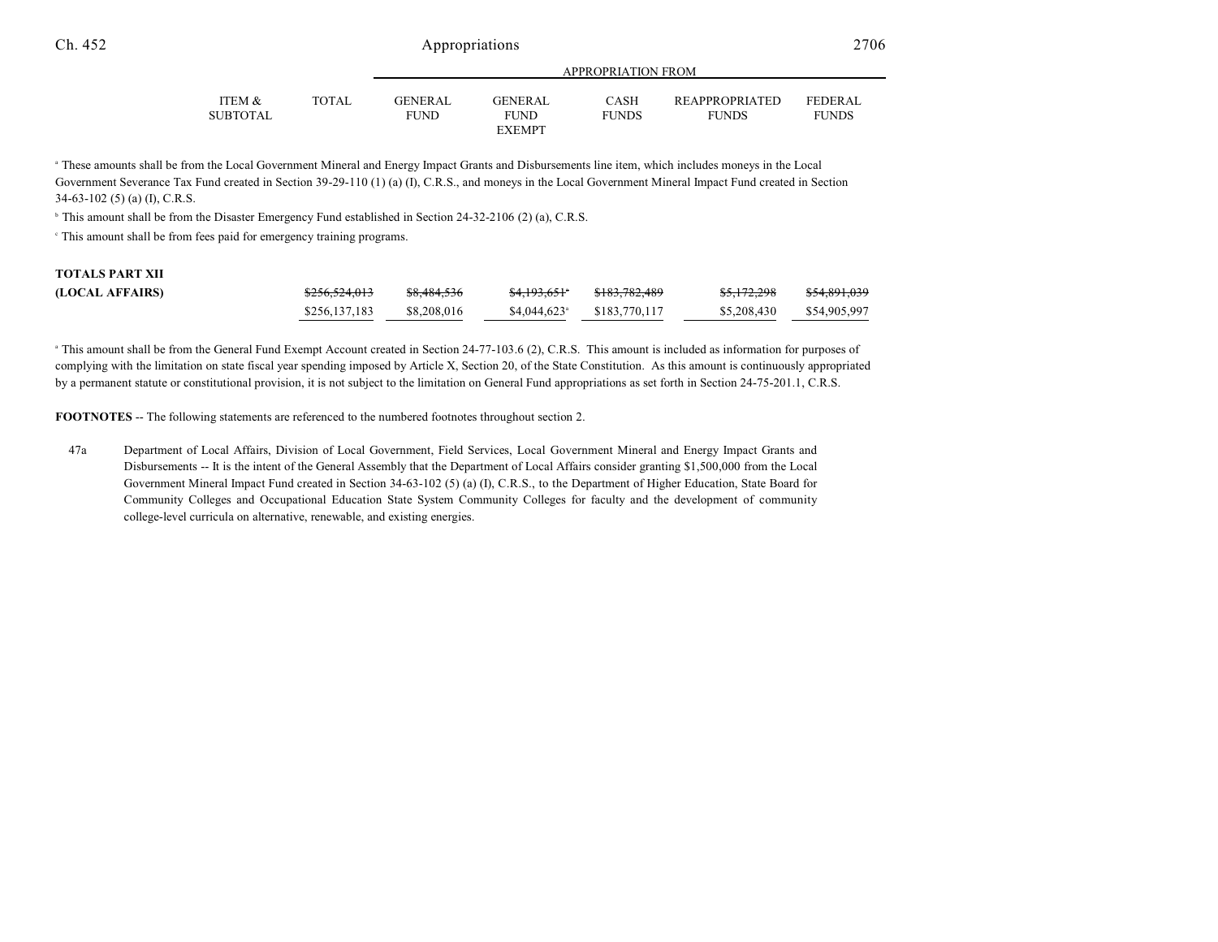| | ITEM & SUBTOTAL | TOTAL | APPROPRIATION FROM GENERAL FUND | GENERAL FUND EXEMPT | CASH FUNDS | REAPPROPRIATED FUNDS | FEDERAL FUNDS |
|---|---|---|---|---|---|---|---|

[a] These amounts shall be from the Local Government Mineral and Energy Impact Grants and Disbursements line item, which includes moneys in the Local Government Severance Tax Fund created in Section 39-29-110 (1) (a) (I), C.R.S., and moneys in the Local Government Mineral Impact Fund created in Section 34-63-102 (5) (a) (I), C.R.S.

[b] This amount shall be from the Disaster Emergency Fund established in Section 24-32-2106 (2) (a), C.R.S.

[c] This amount shall be from fees paid for emergency training programs.

| | TOTAL | GENERAL FUND | GENERAL FUND EXEMPT | CASH FUNDS | REAPPROPRIATED FUNDS | FEDERAL FUNDS |
|---|---|---|---|---|---|---|
| **TOTALS PART XII (LOCAL AFFAIRS)** | ~~$256,524,013~~ | ~~$8,484,536~~ | ~~$4,193,651~~[a] | ~~$183,782,489~~ | ~~$5,172,298~~ | ~~$54,891,039~~ |
| | $256,137,183 | $8,208,016 | $4,044,623[a] | $183,770,117 | $5,208,430 | $54,905,997 |

[a] This amount shall be from the General Fund Exempt Account created in Section 24-77-103.6 (2), C.R.S. This amount is included as information for purposes of complying with the limitation on state fiscal year spending imposed by Article X, Section 20, of the State Constitution. As this amount is continuously appropriated by a permanent statute or constitutional provision, it is not subject to the limitation on General Fund appropriations as set forth in Section 24-75-201.1, C.R.S.

**FOOTNOTES** -- The following statements are referenced to the numbered footnotes throughout section 2.

47a Department of Local Affairs, Division of Local Government, Field Services, Local Government Mineral and Energy Impact Grants and Disbursements -- It is the intent of the General Assembly that the Department of Local Affairs consider granting $1,500,000 from the Local Government Mineral Impact Fund created in Section 34-63-102 (5) (a) (I), C.R.S., to the Department of Higher Education, State Board for Community Colleges and Occupational Education State System Community Colleges for faculty and the development of community college-level curricula on alternative, renewable, and existing energies.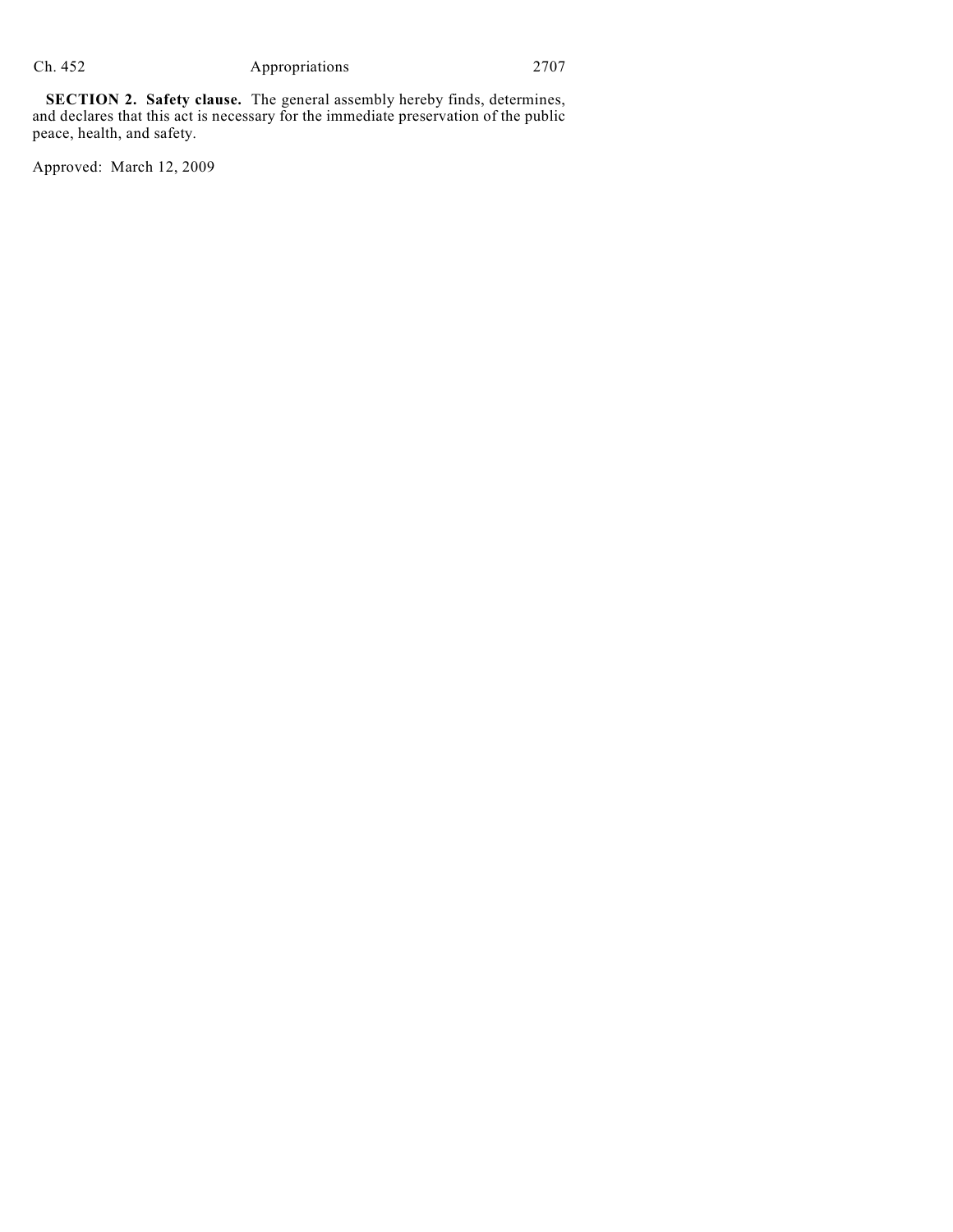**SECTION 2. Safety clause.** The general assembly hereby finds, determines, and declares that this act is necessary for the immediate preservation of the public peace, health, and safety.

Approved: March 12, 2009